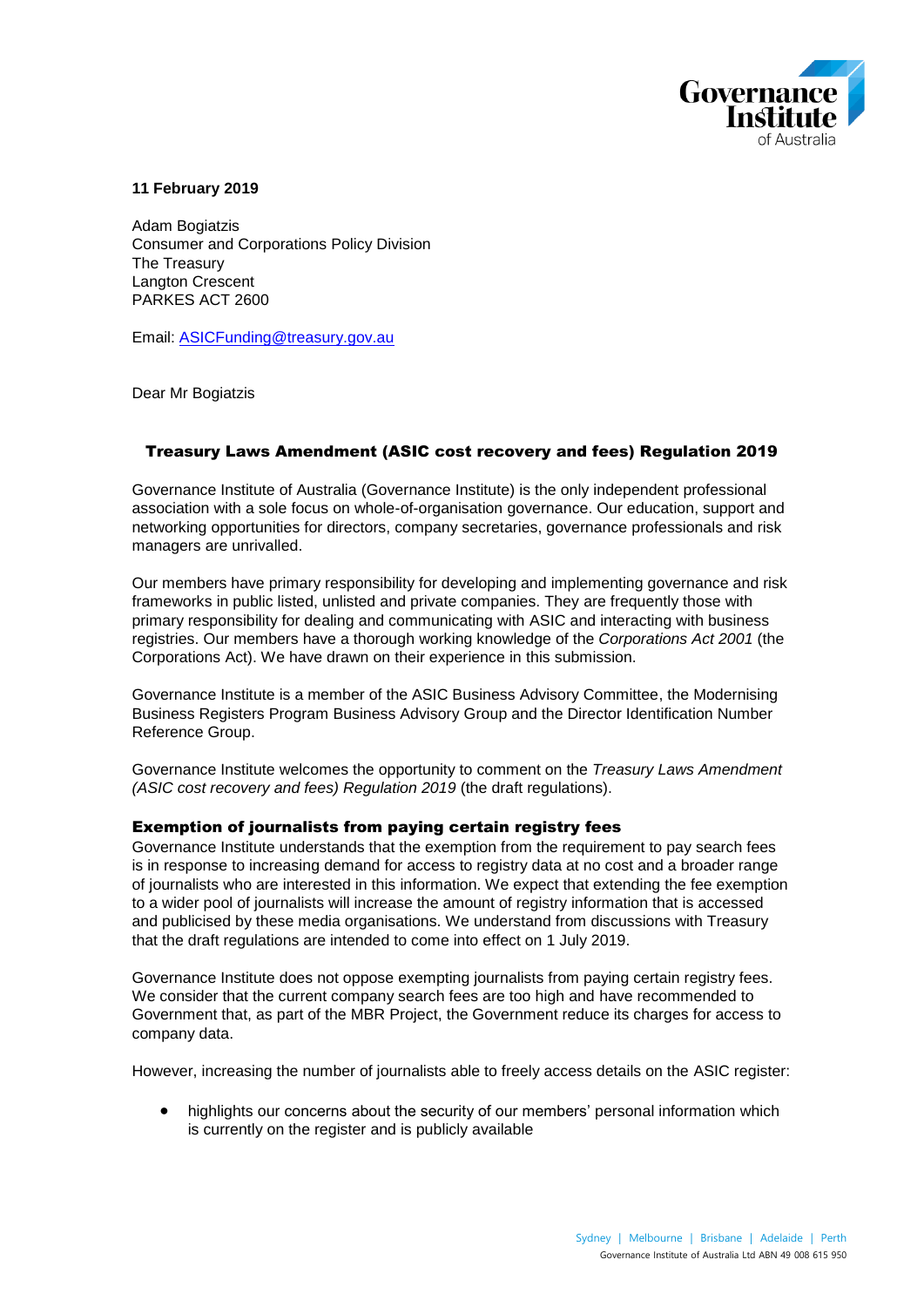**11 February 2019**

Adam Bogiatzis
Consumer and Corporations Policy Division
The Treasury
Langton Crescent
PARKES ACT 2600

Email: ASICFunding@treasury.gov.au

Dear Mr Bogiatzis

## Treasury Laws Amendment (ASIC cost recovery and fees) Regulation 2019

Governance Institute of Australia (Governance Institute) is the only independent professional association with a sole focus on whole-of-organisation governance. Our education, support and networking opportunities for directors, company secretaries, governance professionals and risk managers are unrivalled.

Our members have primary responsibility for developing and implementing governance and risk frameworks in public listed, unlisted and private companies. They are frequently those with primary responsibility for dealing and communicating with ASIC and interacting with business registries. Our members have a thorough working knowledge of the *Corporations Act 2001* (the Corporations Act). We have drawn on their experience in this submission.

Governance Institute is a member of the ASIC Business Advisory Committee, the Modernising Business Registers Program Business Advisory Group and the Director Identification Number Reference Group.

Governance Institute welcomes the opportunity to comment on the *Treasury Laws Amendment (ASIC cost recovery and fees) Regulation 2019* (the draft regulations).

### Exemption of journalists from paying certain registry fees

Governance Institute understands that the exemption from the requirement to pay search fees is in response to increasing demand for access to registry data at no cost and a broader range of journalists who are interested in this information. We expect that extending the fee exemption to a wider pool of journalists will increase the amount of registry information that is accessed and publicised by these media organisations. We understand from discussions with Treasury that the draft regulations are intended to come into effect on 1 July 2019.

Governance Institute does not oppose exempting journalists from paying certain registry fees. We consider that the current company search fees are too high and have recommended to Government that, as part of the MBR Project, the Government reduce its charges for access to company data.

However, increasing the number of journalists able to freely access details on the ASIC register:

- highlights our concerns about the security of our members' personal information which is currently on the register and is publicly available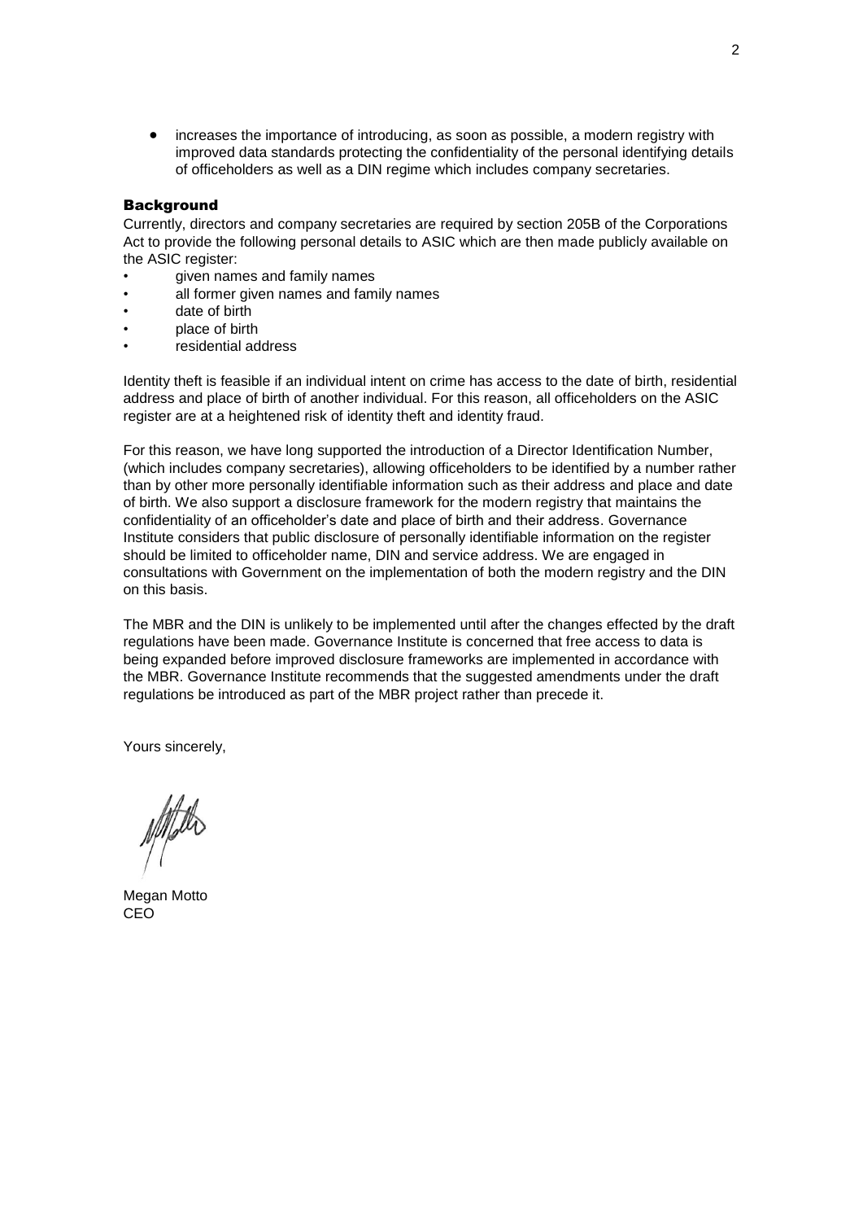- increases the importance of introducing, as soon as possible, a modern registry with improved data standards protecting the confidentiality of the personal identifying details of officeholders as well as a DIN regime which includes company secretaries.

## Background

Currently, directors and company secretaries are required by section 205B of the Corporations Act to provide the following personal details to ASIC which are then made publicly available on the ASIC register:

- given names and family names
- all former given names and family names
- date of birth
- place of birth
- residential address

Identity theft is feasible if an individual intent on crime has access to the date of birth, residential address and place of birth of another individual. For this reason, all officeholders on the ASIC register are at a heightened risk of identity theft and identity fraud.

For this reason, we have long supported the introduction of a Director Identification Number, (which includes company secretaries), allowing officeholders to be identified by a number rather than by other more personally identifiable information such as their address and place and date of birth. We also support a disclosure framework for the modern registry that maintains the confidentiality of an officeholder's date and place of birth and their address. Governance Institute considers that public disclosure of personally identifiable information on the register should be limited to officeholder name, DIN and service address. We are engaged in consultations with Government on the implementation of both the modern registry and the DIN on this basis.

The MBR and the DIN is unlikely to be implemented until after the changes effected by the draft regulations have been made. Governance Institute is concerned that free access to data is being expanded before improved disclosure frameworks are implemented in accordance with the MBR. Governance Institute recommends that the suggested amendments under the draft regulations be introduced as part of the MBR project rather than precede it.

Yours sincerely,

Megan Motto
CEO